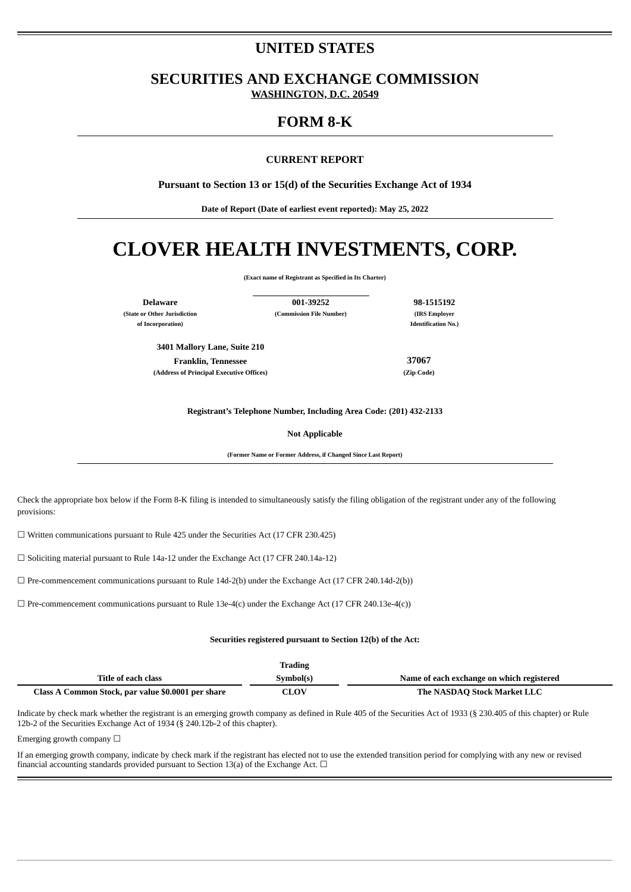# UNITED STATES

## SECURITIES AND EXCHANGE COMMISSION

**WASHINGTON, D.C. 20549**

## FORM 8-K

**CURRENT REPORT**

**Pursuant to Section 13 or 15(d) of the Securities Exchange Act of 1934**

**Date of Report (Date of earliest event reported): May 25, 2022**

# CLOVER HEALTH INVESTMENTS, CORP.

**(Exact name of Registrant as Specified in Its Charter)**

| Delaware | 001-39252 | 98-1515192 |
|---|---|---|
| (State or Other Jurisdiction of Incorporation) | (Commission File Number) | (IRS Employer Identification No.) |

| 3401 Mallory Lane, Suite 210 Franklin, Tennessee | 37067 |
|---|---|
| (Address of Principal Executive Offices) | (Zip Code) |

**Registrant's Telephone Number, Including Area Code: (201) 432-2133**

**Not Applicable**

**(Former Name or Former Address, if Changed Since Last Report)**

Check the appropriate box below if the Form 8-K filing is intended to simultaneously satisfy the filing obligation of the registrant under any of the following provisions:

☐ Written communications pursuant to Rule 425 under the Securities Act (17 CFR 230.425)

☐ Soliciting material pursuant to Rule 14a-12 under the Exchange Act (17 CFR 240.14a-12)

☐ Pre-commencement communications pursuant to Rule 14d-2(b) under the Exchange Act (17 CFR 240.14d-2(b))

☐ Pre-commencement communications pursuant to Rule 13e-4(c) under the Exchange Act (17 CFR 240.13e-4(c))

**Securities registered pursuant to Section 12(b) of the Act:**

| Title of each class | Trading Symbol(s) | Name of each exchange on which registered |
|---|---|---|
| Class A Common Stock, par value $0.0001 per share | CLOV | The NASDAQ Stock Market LLC |

Indicate by check mark whether the registrant is an emerging growth company as defined in Rule 405 of the Securities Act of 1933 (§ 230.405 of this chapter) or Rule 12b-2 of the Securities Exchange Act of 1934 (§ 240.12b-2 of this chapter).

Emerging growth company ☐

If an emerging growth company, indicate by check mark if the registrant has elected not to use the extended transition period for complying with any new or revised financial accounting standards provided pursuant to Section 13(a) of the Exchange Act. ☐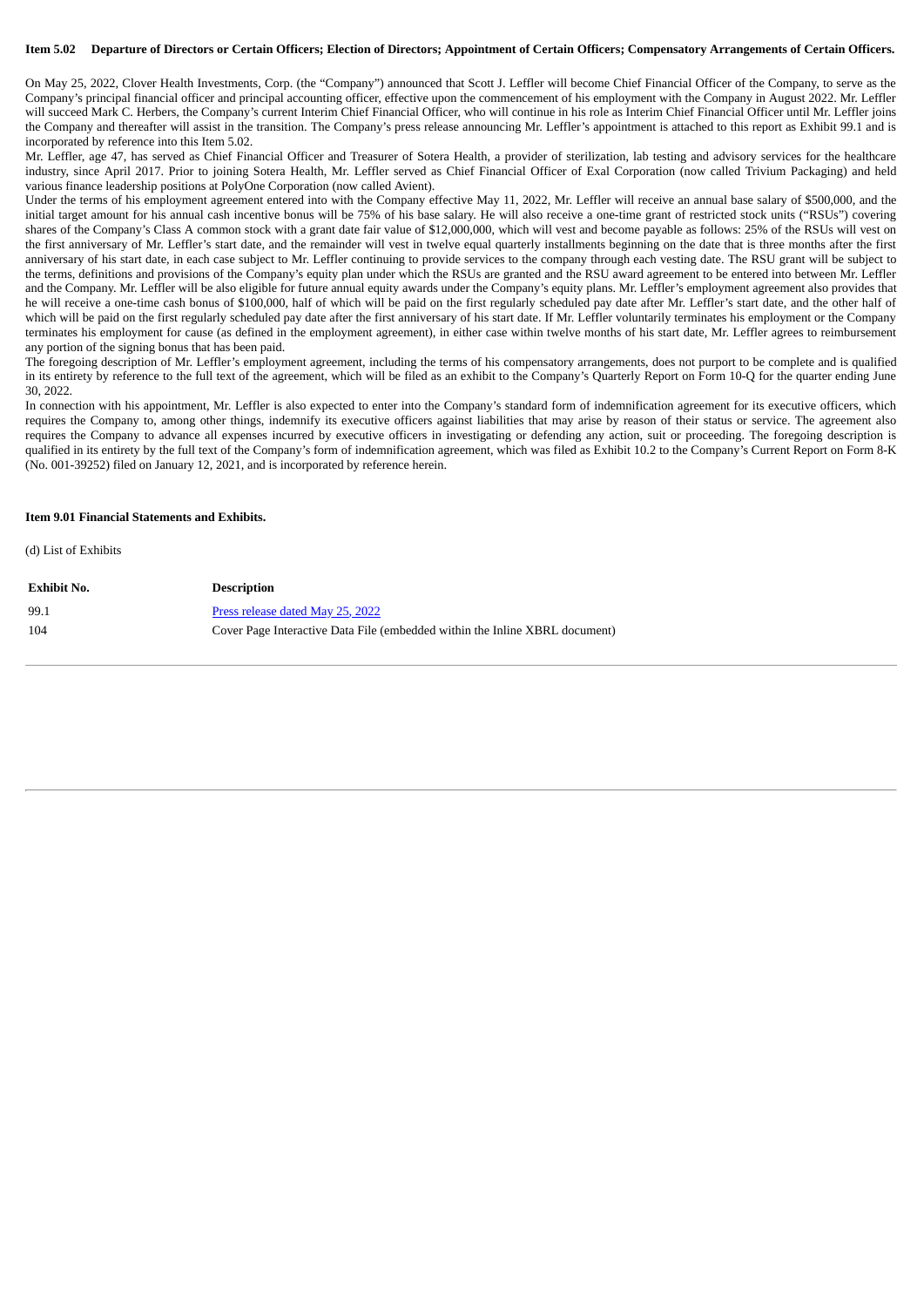**Item 5.02 Departure of Directors or Certain Officers; Election of Directors; Appointment of Certain Officers; Compensatory Arrangements of Certain Officers.**

On May 25, 2022, Clover Health Investments, Corp. (the "Company") announced that Scott J. Leffler will become Chief Financial Officer of the Company, to serve as the Company's principal financial officer and principal accounting officer, effective upon the commencement of his employment with the Company in August 2022. Mr. Leffler will succeed Mark C. Herbers, the Company's current Interim Chief Financial Officer, who will continue in his role as Interim Chief Financial Officer until Mr. Leffler joins the Company and thereafter will assist in the transition. The Company's press release announcing Mr. Leffler's appointment is attached to this report as Exhibit 99.1 and is incorporated by reference into this Item 5.02.

Mr. Leffler, age 47, has served as Chief Financial Officer and Treasurer of Sotera Health, a provider of sterilization, lab testing and advisory services for the healthcare industry, since April 2017. Prior to joining Sotera Health, Mr. Leffler served as Chief Financial Officer of Exal Corporation (now called Trivium Packaging) and held various finance leadership positions at PolyOne Corporation (now called Avient).

Under the terms of his employment agreement entered into with the Company effective May 11, 2022, Mr. Leffler will receive an annual base salary of $500,000, and the initial target amount for his annual cash incentive bonus will be 75% of his base salary. He will also receive a one-time grant of restricted stock units ("RSUs") covering shares of the Company's Class A common stock with a grant date fair value of $12,000,000, which will vest and become payable as follows: 25% of the RSUs will vest on the first anniversary of Mr. Leffler's start date, and the remainder will vest in twelve equal quarterly installments beginning on the date that is three months after the first anniversary of his start date, in each case subject to Mr. Leffler continuing to provide services to the company through each vesting date. The RSU grant will be subject to the terms, definitions and provisions of the Company's equity plan under which the RSUs are granted and the RSU award agreement to be entered into between Mr. Leffler and the Company. Mr. Leffler will be also eligible for future annual equity awards under the Company's equity plans. Mr. Leffler's employment agreement also provides that he will receive a one-time cash bonus of $100,000, half of which will be paid on the first regularly scheduled pay date after Mr. Leffler's start date, and the other half of which will be paid on the first regularly scheduled pay date after the first anniversary of his start date. If Mr. Leffler voluntarily terminates his employment or the Company terminates his employment for cause (as defined in the employment agreement), in either case within twelve months of his start date, Mr. Leffler agrees to reimbursement any portion of the signing bonus that has been paid.

The foregoing description of Mr. Leffler's employment agreement, including the terms of his compensatory arrangements, does not purport to be complete and is qualified in its entirety by reference to the full text of the agreement, which will be filed as an exhibit to the Company's Quarterly Report on Form 10-Q for the quarter ending June 30, 2022.

In connection with his appointment, Mr. Leffler is also expected to enter into the Company's standard form of indemnification agreement for its executive officers, which requires the Company to, among other things, indemnify its executive officers against liabilities that may arise by reason of their status or service. The agreement also requires the Company to advance all expenses incurred by executive officers in investigating or defending any action, suit or proceeding. The foregoing description is qualified in its entirety by the full text of the Company's form of indemnification agreement, which was filed as Exhibit 10.2 to the Company's Current Report on Form 8-K (No. 001-39252) filed on January 12, 2021, and is incorporated by reference herein.

**Item 9.01 Financial Statements and Exhibits.**

(d) List of Exhibits

| Exhibit No. | Description |
|---|---|
| 99.1 | Press release dated May 25, 2022 |
| 104 | Cover Page Interactive Data File (embedded within the Inline XBRL document) |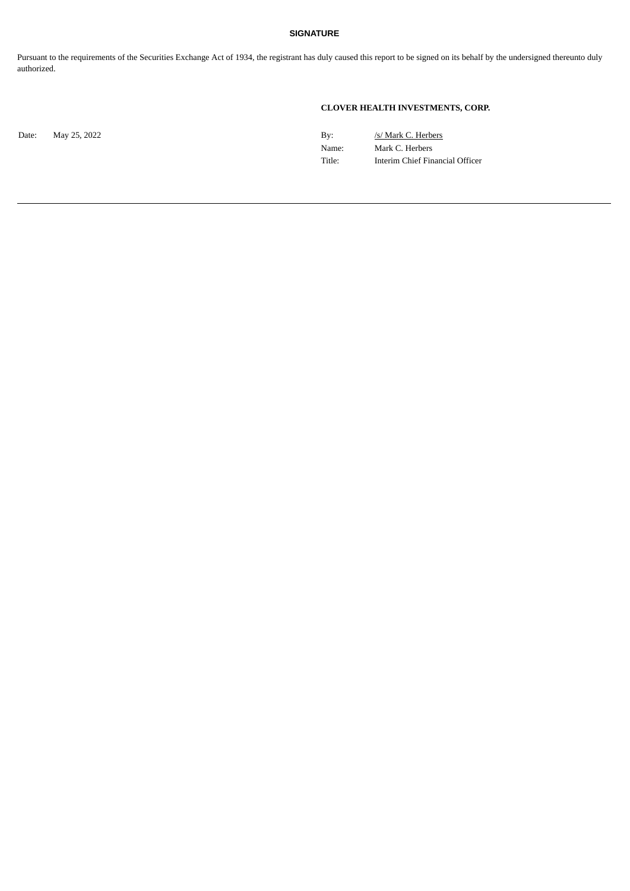## SIGNATURE

Pursuant to the requirements of the Securities Exchange Act of 1934, the registrant has duly caused this report to be signed on its behalf by the undersigned thereunto duly authorized.

**CLOVER HEALTH INVESTMENTS, CORP.**

| | | | |
|---|---|---|---|
| Date: | May 25, 2022 | By: | /s/ Mark C. Herbers |
| | | Name: | Mark C. Herbers |
| | | Title: | Interim Chief Financial Officer |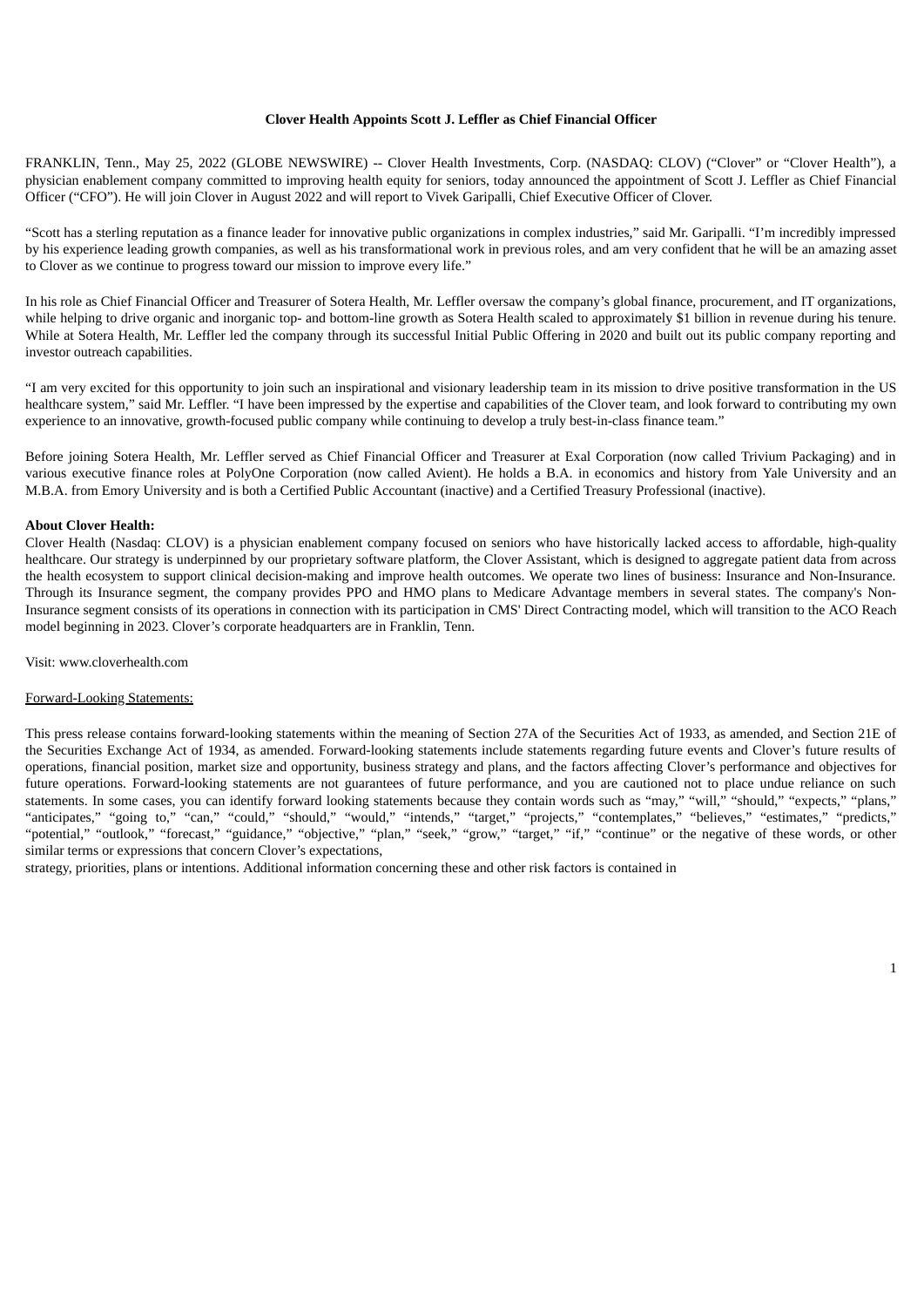**Clover Health Appoints Scott J. Leffler as Chief Financial Officer**

FRANKLIN, Tenn., May 25, 2022 (GLOBE NEWSWIRE) -- Clover Health Investments, Corp. (NASDAQ: CLOV) ("Clover" or "Clover Health"), a physician enablement company committed to improving health equity for seniors, today announced the appointment of Scott J. Leffler as Chief Financial Officer ("CFO"). He will join Clover in August 2022 and will report to Vivek Garipalli, Chief Executive Officer of Clover.

"Scott has a sterling reputation as a finance leader for innovative public organizations in complex industries," said Mr. Garipalli. "I'm incredibly impressed by his experience leading growth companies, as well as his transformational work in previous roles, and am very confident that he will be an amazing asset to Clover as we continue to progress toward our mission to improve every life."

In his role as Chief Financial Officer and Treasurer of Sotera Health, Mr. Leffler oversaw the company's global finance, procurement, and IT organizations, while helping to drive organic and inorganic top- and bottom-line growth as Sotera Health scaled to approximately $1 billion in revenue during his tenure. While at Sotera Health, Mr. Leffler led the company through its successful Initial Public Offering in 2020 and built out its public company reporting and investor outreach capabilities.

"I am very excited for this opportunity to join such an inspirational and visionary leadership team in its mission to drive positive transformation in the US healthcare system," said Mr. Leffler. "I have been impressed by the expertise and capabilities of the Clover team, and look forward to contributing my own experience to an innovative, growth-focused public company while continuing to develop a truly best-in-class finance team."

Before joining Sotera Health, Mr. Leffler served as Chief Financial Officer and Treasurer at Exal Corporation (now called Trivium Packaging) and in various executive finance roles at PolyOne Corporation (now called Avient). He holds a B.A. in economics and history from Yale University and an M.B.A. from Emory University and is both a Certified Public Accountant (inactive) and a Certified Treasury Professional (inactive).

**About Clover Health:**

Clover Health (Nasdaq: CLOV) is a physician enablement company focused on seniors who have historically lacked access to affordable, high-quality healthcare. Our strategy is underpinned by our proprietary software platform, the Clover Assistant, which is designed to aggregate patient data from across the health ecosystem to support clinical decision-making and improve health outcomes. We operate two lines of business: Insurance and Non-Insurance. Through its Insurance segment, the company provides PPO and HMO plans to Medicare Advantage members in several states. The company's Non-Insurance segment consists of its operations in connection with its participation in CMS' Direct Contracting model, which will transition to the ACO Reach model beginning in 2023. Clover's corporate headquarters are in Franklin, Tenn.

Visit: www.cloverhealth.com

Forward-Looking Statements:

This press release contains forward-looking statements within the meaning of Section 27A of the Securities Act of 1933, as amended, and Section 21E of the Securities Exchange Act of 1934, as amended. Forward-looking statements include statements regarding future events and Clover's future results of operations, financial position, market size and opportunity, business strategy and plans, and the factors affecting Clover's performance and objectives for future operations. Forward-looking statements are not guarantees of future performance, and you are cautioned not to place undue reliance on such statements. In some cases, you can identify forward looking statements because they contain words such as "may," "will," "should," "expects," "plans," "anticipates," "going to," "can," "could," "should," "would," "intends," "target," "projects," "contemplates," "believes," "estimates," "predicts," "potential," "outlook," "forecast," "guidance," "objective," "plan," "seek," "grow," "target," "if," "continue" or the negative of these words, or other similar terms or expressions that concern Clover's expectations,
strategy, priorities, plans or intentions. Additional information concerning these and other risk factors is contained in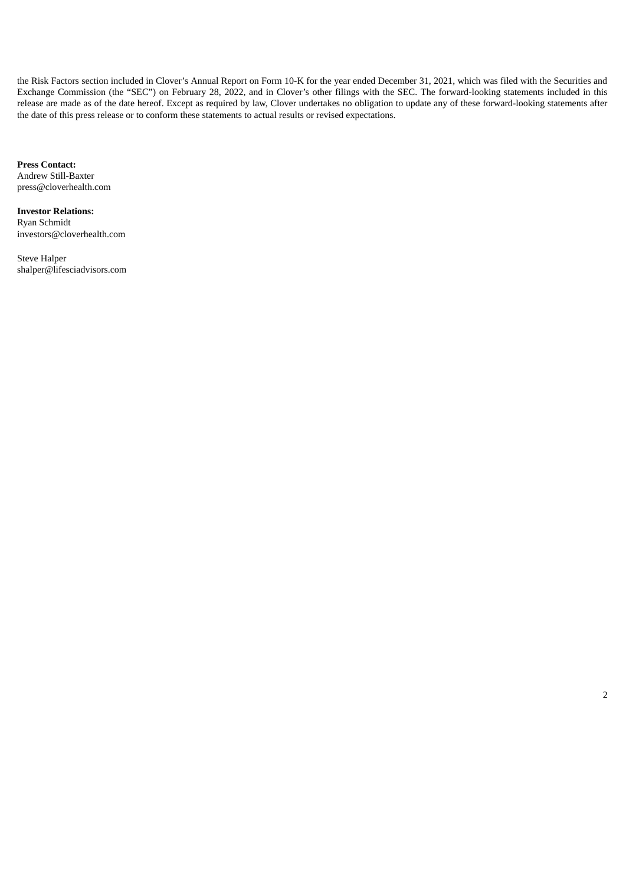the Risk Factors section included in Clover's Annual Report on Form 10-K for the year ended December 31, 2021, which was filed with the Securities and Exchange Commission (the "SEC") on February 28, 2022, and in Clover's other filings with the SEC. The forward-looking statements included in this release are made as of the date hereof. Except as required by law, Clover undertakes no obligation to update any of these forward-looking statements after the date of this press release or to conform these statements to actual results or revised expectations.

**Press Contact:**
Andrew Still-Baxter
press@cloverhealth.com

**Investor Relations:**
Ryan Schmidt
investors@cloverhealth.com

Steve Halper
shalper@lifesciadvisors.com